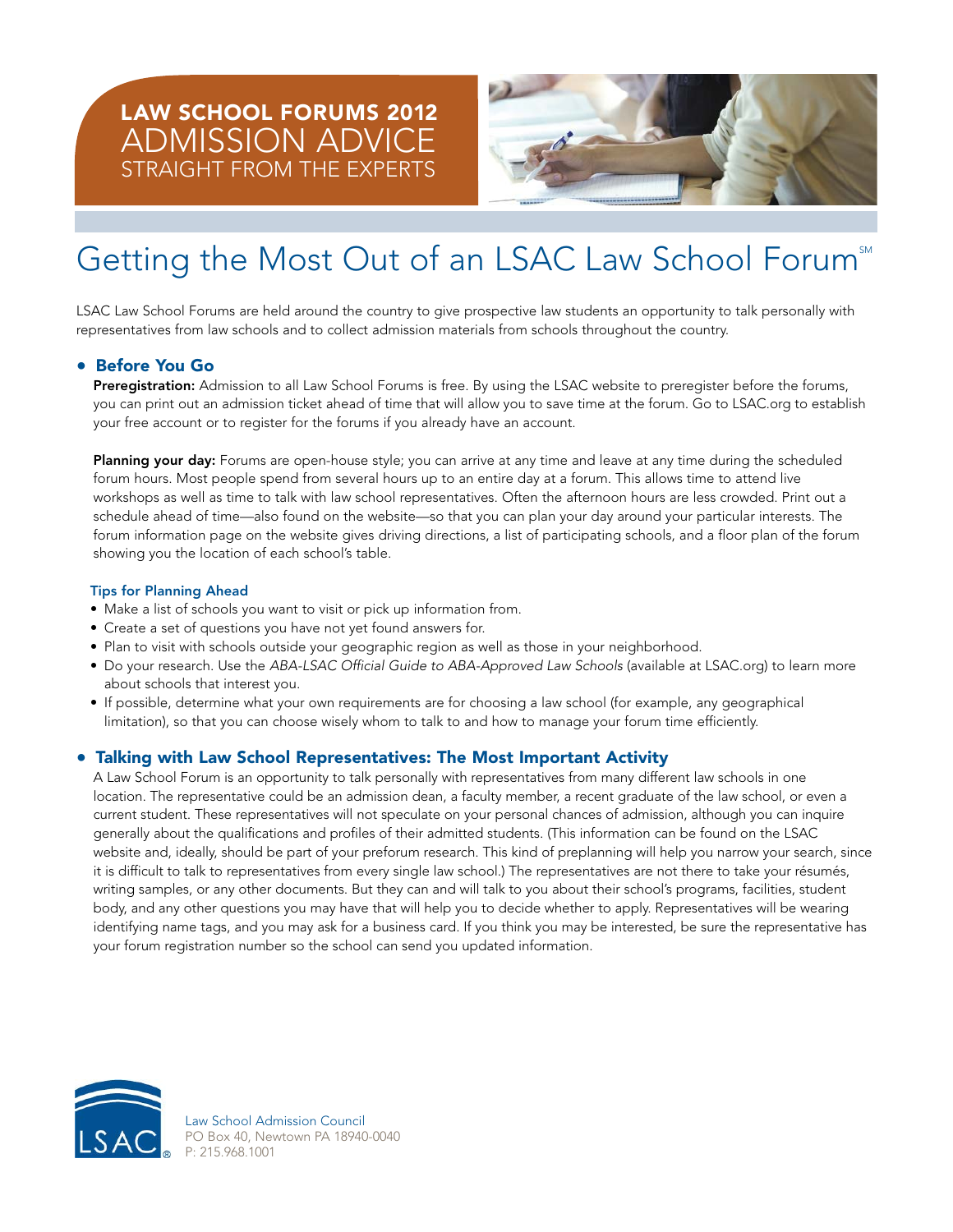# LAW SCHOOL FORUMS 2012
## ADMISSION ADVICE
### STRAIGHT FROM THE EXPERTS

# Getting the Most Out of an LSAC Law School Forum℠

LSAC Law School Forums are held around the country to give prospective law students an opportunity to talk personally with representatives from law schools and to collect admission materials from schools throughout the country.

## • Before You Go

**Preregistration:** Admission to all Law School Forums is free. By using the LSAC website to preregister before the forums, you can print out an admission ticket ahead of time that will allow you to save time at the forum. Go to LSAC.org to establish your free account or to register for the forums if you already have an account.

**Planning your day:** Forums are open-house style; you can arrive at any time and leave at any time during the scheduled forum hours. Most people spend from several hours up to an entire day at a forum. This allows time to attend live workshops as well as time to talk with law school representatives. Often the afternoon hours are less crowded. Print out a schedule ahead of time—also found on the website—so that you can plan your day around your particular interests. The forum information page on the website gives driving directions, a list of participating schools, and a floor plan of the forum showing you the location of each school's table.

### Tips for Planning Ahead

- Make a list of schools you want to visit or pick up information from.
- Create a set of questions you have not yet found answers for.
- Plan to visit with schools outside your geographic region as well as those in your neighborhood.
- Do your research. Use the *ABA-LSAC Official Guide to ABA-Approved Law Schools* (available at LSAC.org) to learn more about schools that interest you.
- If possible, determine what your own requirements are for choosing a law school (for example, any geographical limitation), so that you can choose wisely whom to talk to and how to manage your forum time efficiently.

## • Talking with Law School Representatives: The Most Important Activity

A Law School Forum is an opportunity to talk personally with representatives from many different law schools in one location. The representative could be an admission dean, a faculty member, a recent graduate of the law school, or even a current student. These representatives will not speculate on your personal chances of admission, although you can inquire generally about the qualifications and profiles of their admitted students. (This information can be found on the LSAC website and, ideally, should be part of your preforum research. This kind of preplanning will help you narrow your search, since it is difficult to talk to representatives from every single law school.) The representatives are not there to take your résumés, writing samples, or any other documents. But they can and will talk to you about their school's programs, facilities, student body, and any other questions you may have that will help you to decide whether to apply. Representatives will be wearing identifying name tags, and you may ask for a business card. If you think you may be interested, be sure the representative has your forum registration number so the school can send you updated information.

Law School Admission Council
PO Box 40, Newtown PA 18940-0040
P: 215.968.1001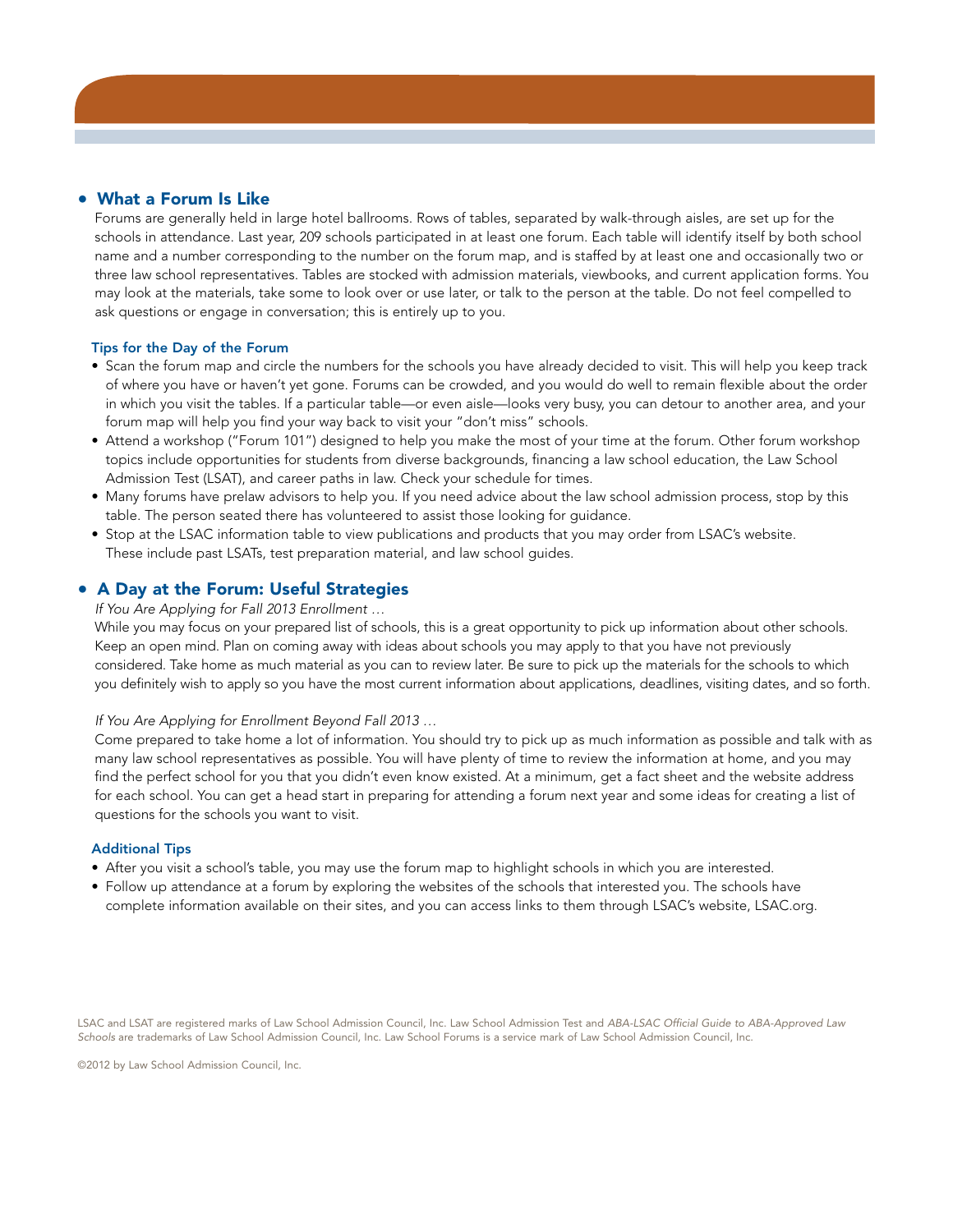## What a Forum Is Like

Forums are generally held in large hotel ballrooms. Rows of tables, separated by walk-through aisles, are set up for the schools in attendance. Last year, 209 schools participated in at least one forum. Each table will identify itself by both school name and a number corresponding to the number on the forum map, and is staffed by at least one and occasionally two or three law school representatives. Tables are stocked with admission materials, viewbooks, and current application forms. You may look at the materials, take some to look over or use later, or talk to the person at the table. Do not feel compelled to ask questions or engage in conversation; this is entirely up to you.

### Tips for the Day of the Forum

- Scan the forum map and circle the numbers for the schools you have already decided to visit. This will help you keep track of where you have or haven't yet gone. Forums can be crowded, and you would do well to remain flexible about the order in which you visit the tables. If a particular table—or even aisle—looks very busy, you can detour to another area, and your forum map will help you find your way back to visit your "don't miss" schools.
- Attend a workshop ("Forum 101") designed to help you make the most of your time at the forum. Other forum workshop topics include opportunities for students from diverse backgrounds, financing a law school education, the Law School Admission Test (LSAT), and career paths in law. Check your schedule for times.
- Many forums have prelaw advisors to help you. If you need advice about the law school admission process, stop by this table. The person seated there has volunteered to assist those looking for guidance.
- Stop at the LSAC information table to view publications and products that you may order from LSAC's website. These include past LSATs, test preparation material, and law school guides.

## A Day at the Forum: Useful Strategies

*If You Are Applying for Fall 2013 Enrollment …*

While you may focus on your prepared list of schools, this is a great opportunity to pick up information about other schools. Keep an open mind. Plan on coming away with ideas about schools you may apply to that you have not previously considered. Take home as much material as you can to review later. Be sure to pick up the materials for the schools to which you definitely wish to apply so you have the most current information about applications, deadlines, visiting dates, and so forth.

*If You Are Applying for Enrollment Beyond Fall 2013 …*

Come prepared to take home a lot of information. You should try to pick up as much information as possible and talk with as many law school representatives as possible. You will have plenty of time to review the information at home, and you may find the perfect school for you that you didn't even know existed. At a minimum, get a fact sheet and the website address for each school. You can get a head start in preparing for attending a forum next year and some ideas for creating a list of questions for the schools you want to visit.

### Additional Tips

- After you visit a school's table, you may use the forum map to highlight schools in which you are interested.
- Follow up attendance at a forum by exploring the websites of the schools that interested you. The schools have complete information available on their sites, and you can access links to them through LSAC's website, LSAC.org.

LSAC and LSAT are registered marks of Law School Admission Council, Inc. Law School Admission Test and *ABA-LSAC Official Guide to ABA-Approved Law Schools* are trademarks of Law School Admission Council, Inc. Law School Forums is a service mark of Law School Admission Council, Inc.

©2012 by Law School Admission Council, Inc.